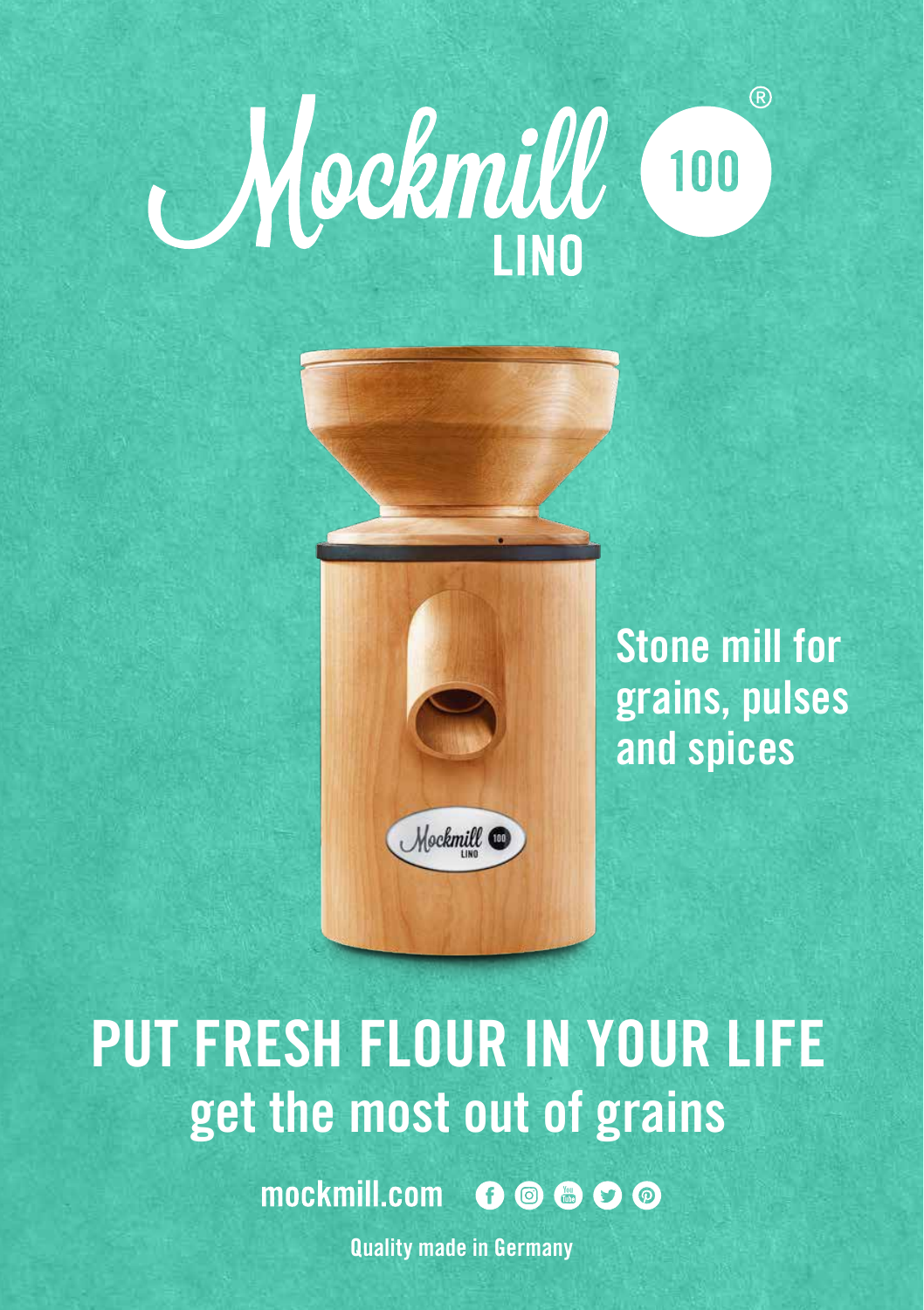# Mockmill® 100 LINO

Stone mill for grains, pulses and spices

## PUT FRESH FLOUR IN YOUR LIFE

### get the most out of grains

mockmill.com

Quality made in Germany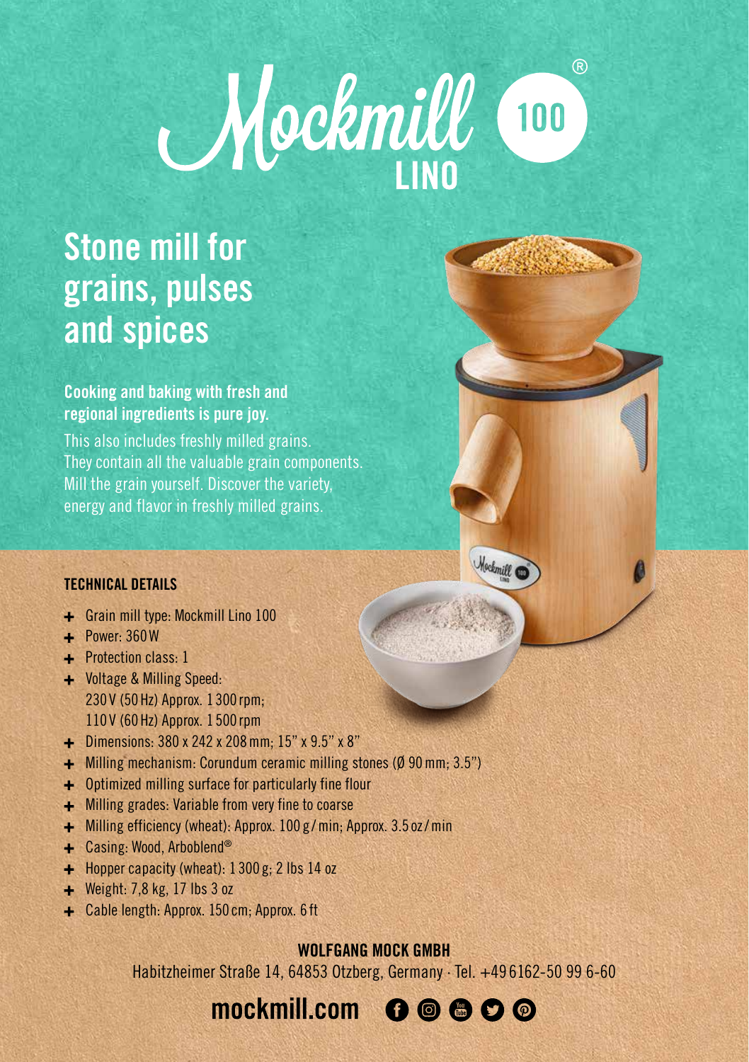# Mockmill® 100 LINO

## Stone mill for grains, pulses and spices

**Cooking and baking with fresh and regional ingredients is pure joy.**

This also includes freshly milled grains. They contain all the valuable grain components. Mill the grain yourself. Discover the variety, energy and flavor in freshly milled grains.

### TECHNICAL DETAILS

- Grain mill type: Mockmill Lino 100
- Power: 360 W
- Protection class: 1
- Voltage & Milling Speed: 230 V (50 Hz) Approx. 1 300 rpm; 110 V (60 Hz) Approx. 1 500 rpm
- Dimensions: 380 x 242 x 208 mm; 15" x 9.5" x 8"
- Milling mechanism: Corundum ceramic milling stones (Ø 90 mm; 3.5")
- Optimized milling surface for particularly fine flour
- Milling grades: Variable from very fine to coarse
- Milling efficiency (wheat): Approx. 100 g / min; Approx. 3.5 oz / min
- Casing: Wood, Arboblend®
- Hopper capacity (wheat): 1 300 g; 2 lbs 14 oz
- Weight: 7,8 kg, 17 lbs 3 oz
- Cable length: Approx. 150 cm; Approx. 6 ft

**WOLFGANG MOCK GMBH**
Habitzheimer Straße 14, 64853 Otzberg, Germany · Tel. +49 6162-50 99 6-60

**mockmill.com**